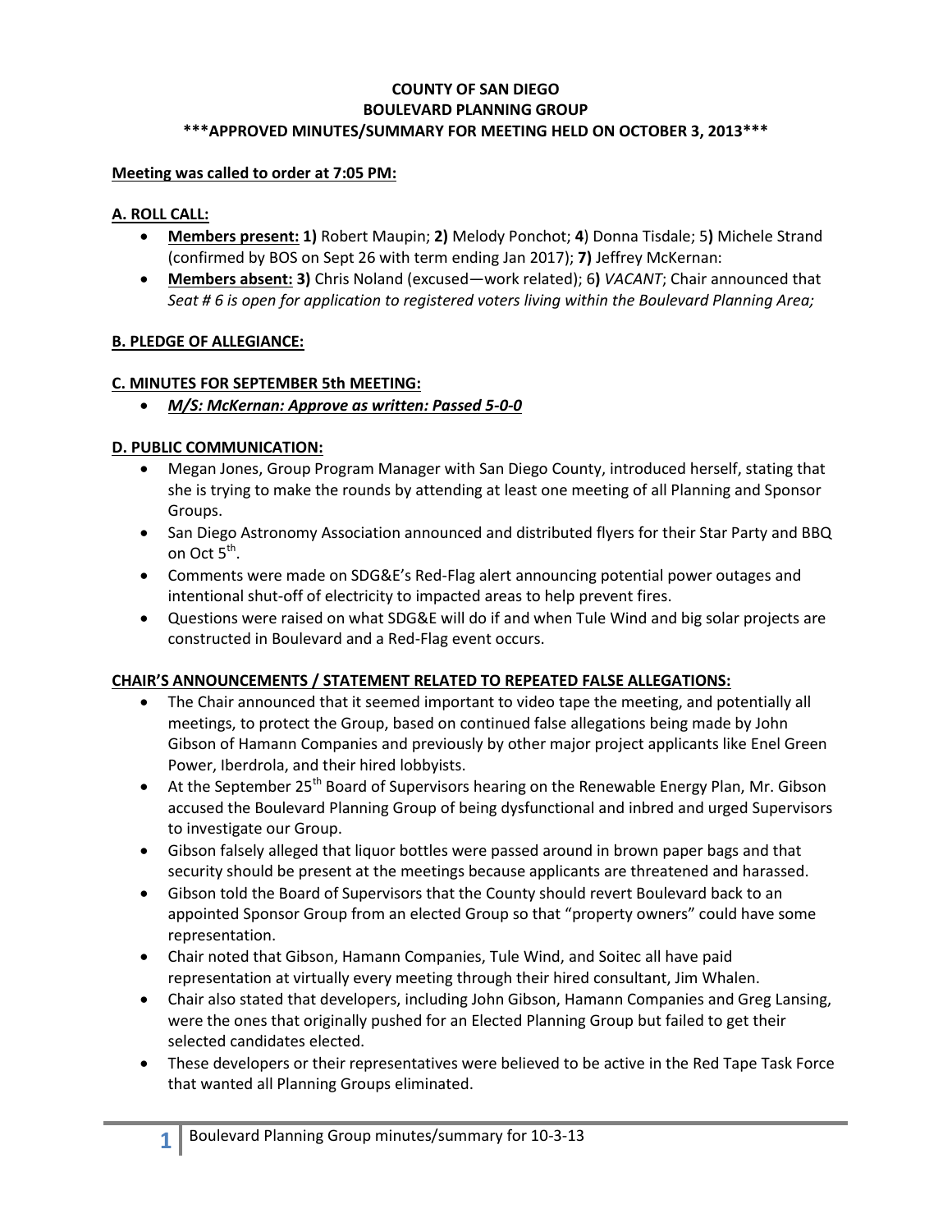**COUNTY OF SAN DIEGO**
**BOULEVARD PLANNING GROUP**
**\*\*\*APPROVED MINUTES/SUMMARY FOR MEETING HELD ON OCTOBER 3, 2013\*\*\***

**Meeting was called to order at 7:05 PM:**

**A. ROLL CALL:**

- **Members present: 1)** Robert Maupin; **2)** Melody Ponchot; **4**) Donna Tisdale; 5**)** Michele Strand (confirmed by BOS on Sept 26 with term ending Jan 2017); **7)** Jeffrey McKernan:
- **Members absent: 3)** Chris Noland (excused—work related); 6**)** *VACANT*; Chair announced that *Seat # 6 is open for application to registered voters living within the Boulevard Planning Area;*

**B. PLEDGE OF ALLEGIANCE:**

**C. MINUTES FOR SEPTEMBER 5th MEETING:**

- ***M/S: McKernan: Approve as written: Passed 5-0-0***

**D. PUBLIC COMMUNICATION:**

- Megan Jones, Group Program Manager with San Diego County, introduced herself, stating that she is trying to make the rounds by attending at least one meeting of all Planning and Sponsor Groups.
- San Diego Astronomy Association announced and distributed flyers for their Star Party and BBQ on Oct 5th.
- Comments were made on SDG&E's Red-Flag alert announcing potential power outages and intentional shut-off of electricity to impacted areas to help prevent fires.
- Questions were raised on what SDG&E will do if and when Tule Wind and big solar projects are constructed in Boulevard and a Red-Flag event occurs.

**CHAIR'S ANNOUNCEMENTS / STATEMENT RELATED TO REPEATED FALSE ALLEGATIONS:**

- The Chair announced that it seemed important to video tape the meeting, and potentially all meetings, to protect the Group, based on continued false allegations being made by John Gibson of Hamann Companies and previously by other major project applicants like Enel Green Power, Iberdrola, and their hired lobbyists.
- At the September 25th Board of Supervisors hearing on the Renewable Energy Plan, Mr. Gibson accused the Boulevard Planning Group of being dysfunctional and inbred and urged Supervisors to investigate our Group.
- Gibson falsely alleged that liquor bottles were passed around in brown paper bags and that security should be present at the meetings because applicants are threatened and harassed.
- Gibson told the Board of Supervisors that the County should revert Boulevard back to an appointed Sponsor Group from an elected Group so that "property owners" could have some representation.
- Chair noted that Gibson, Hamann Companies, Tule Wind, and Soitec all have paid representation at virtually every meeting through their hired consultant, Jim Whalen.
- Chair also stated that developers, including John Gibson, Hamann Companies and Greg Lansing, were the ones that originally pushed for an Elected Planning Group but failed to get their selected candidates elected.
- These developers or their representatives were believed to be active in the Red Tape Task Force that wanted all Planning Groups eliminated.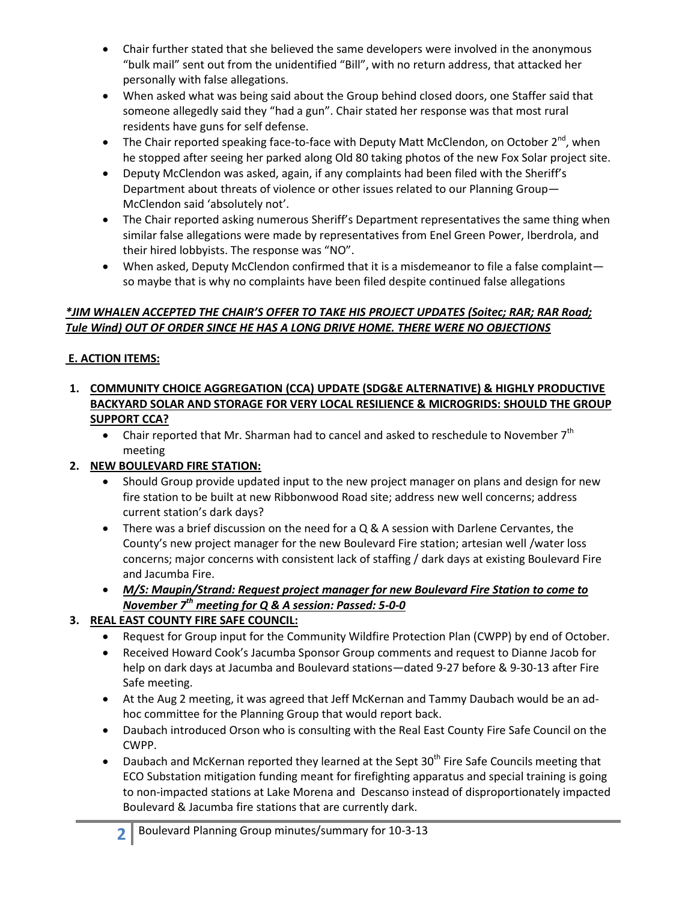- Chair further stated that she believed the same developers were involved in the anonymous "bulk mail" sent out from the unidentified "Bill", with no return address, that attacked her personally with false allegations.
- When asked what was being said about the Group behind closed doors, one Staffer said that someone allegedly said they "had a gun". Chair stated her response was that most rural residents have guns for self defense.
- The Chair reported speaking face-to-face with Deputy Matt McClendon, on October 2nd, when he stopped after seeing her parked along Old 80 taking photos of the new Fox Solar project site.
- Deputy McClendon was asked, again, if any complaints had been filed with the Sheriff's Department about threats of violence or other issues related to our Planning Group—McClendon said 'absolutely not'.
- The Chair reported asking numerous Sheriff's Department representatives the same thing when similar false allegations were made by representatives from Enel Green Power, Iberdrola, and their hired lobbyists. The response was "NO".
- When asked, Deputy McClendon confirmed that it is a misdemeanor to file a false complaint—so maybe that is why no complaints have been filed despite continued false allegations

***JIM WHALEN ACCEPTED THE CHAIR'S OFFER TO TAKE HIS PROJECT UPDATES (Soitec; RAR; RAR Road; Tule Wind) OUT OF ORDER SINCE HE HAS A LONG DRIVE HOME. THERE WERE NO OBJECTIONS***

**E. ACTION ITEMS:**

1. **COMMUNITY CHOICE AGGREGATION (CCA) UPDATE (SDG&E ALTERNATIVE) & HIGHLY PRODUCTIVE BACKYARD SOLAR AND STORAGE FOR VERY LOCAL RESILIENCE & MICROGRIDS: SHOULD THE GROUP SUPPORT CCA?**
   - Chair reported that Mr. Sharman had to cancel and asked to reschedule to November 7th meeting
2. **NEW BOULEVARD FIRE STATION:**
   - Should Group provide updated input to the new project manager on plans and design for new fire station to be built at new Ribbonwood Road site; address new well concerns; address current station's dark days?
   - There was a brief discussion on the need for a Q & A session with Darlene Cervantes, the County's new project manager for the new Boulevard Fire station; artesian well /water loss concerns; major concerns with consistent lack of staffing / dark days at existing Boulevard Fire and Jacumba Fire.
   - ***M/S: Maupin/Strand: Request project manager for new Boulevard Fire Station to come to November 7th meeting for Q & A session: Passed: 5-0-0***
3. **REAL EAST COUNTY FIRE SAFE COUNCIL:**
   - Request for Group input for the Community Wildfire Protection Plan (CWPP) by end of October.
   - Received Howard Cook's Jacumba Sponsor Group comments and request to Dianne Jacob for help on dark days at Jacumba and Boulevard stations—dated 9-27 before & 9-30-13 after Fire Safe meeting.
   - At the Aug 2 meeting, it was agreed that Jeff McKernan and Tammy Daubach would be an ad-hoc committee for the Planning Group that would report back.
   - Daubach introduced Orson who is consulting with the Real East County Fire Safe Council on the CWPP.
   - Daubach and McKernan reported they learned at the Sept 30th Fire Safe Councils meeting that ECO Substation mitigation funding meant for firefighting apparatus and special training is going to non-impacted stations at Lake Morena and Descanso instead of disproportionately impacted Boulevard & Jacumba fire stations that are currently dark.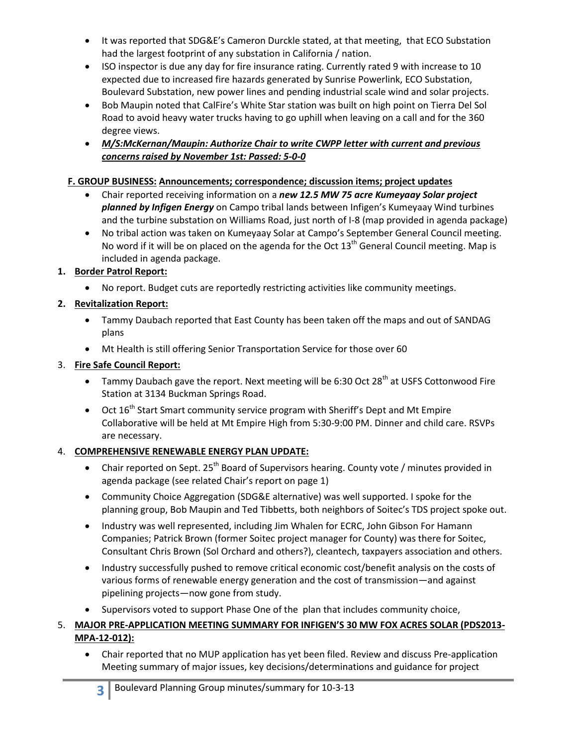- It was reported that SDG&E's Cameron Durckle stated, at that meeting, that ECO Substation had the largest footprint of any substation in California / nation.
- ISO inspector is due any day for fire insurance rating. Currently rated 9 with increase to 10 expected due to increased fire hazards generated by Sunrise Powerlink, ECO Substation, Boulevard Substation, new power lines and pending industrial scale wind and solar projects.
- Bob Maupin noted that CalFire's White Star station was built on high point on Tierra Del Sol Road to avoid heavy water trucks having to go uphill when leaving on a call and for the 360 degree views.
- ***M/S:McKernan/Maupin: Authorize Chair to write CWPP letter with current and previous concerns raised by November 1st: Passed: 5-0-0***

**F. GROUP BUSINESS: Announcements; correspondence; discussion items; project updates**

- Chair reported receiving information on a ***new 12.5 MW 75 acre Kumeyaay Solar project planned by Infigen Energy*** on Campo tribal lands between Infigen's Kumeyaay Wind turbines and the turbine substation on Williams Road, just north of I-8 (map provided in agenda package)
- No tribal action was taken on Kumeyaay Solar at Campo's September General Council meeting. No word if it will be on placed on the agenda for the Oct 13th General Council meeting. Map is included in agenda package.

1. **Border Patrol Report:**
   - No report. Budget cuts are reportedly restricting activities like community meetings.
2. **Revitalization Report:**
   - Tammy Daubach reported that East County has been taken off the maps and out of SANDAG plans
   - Mt Health is still offering Senior Transportation Service for those over 60
3. **Fire Safe Council Report:**
   - Tammy Daubach gave the report. Next meeting will be 6:30 Oct 28th at USFS Cottonwood Fire Station at 3134 Buckman Springs Road.
   - Oct 16th Start Smart community service program with Sheriff's Dept and Mt Empire Collaborative will be held at Mt Empire High from 5:30-9:00 PM. Dinner and child care. RSVPs are necessary.
4. **COMPREHENSIVE RENEWABLE ENERGY PLAN UPDATE:**
   - Chair reported on Sept. 25th Board of Supervisors hearing. County vote / minutes provided in agenda package (see related Chair's report on page 1)
   - Community Choice Aggregation (SDG&E alternative) was well supported. I spoke for the planning group, Bob Maupin and Ted Tibbetts, both neighbors of Soitec's TDS project spoke out.
   - Industry was well represented, including Jim Whalen for ECRC, John Gibson For Hamann Companies; Patrick Brown (former Soitec project manager for County) was there for Soitec, Consultant Chris Brown (Sol Orchard and others?), cleantech, taxpayers association and others.
   - Industry successfully pushed to remove critical economic cost/benefit analysis on the costs of various forms of renewable energy generation and the cost of transmission—and against pipelining projects—now gone from study.
   - Supervisors voted to support Phase One of the plan that includes community choice,
5. **MAJOR PRE-APPLICATION MEETING SUMMARY FOR INFIGEN'S 30 MW FOX ACRES SOLAR (PDS2013-MPA-12-012):**
   - Chair reported that no MUP application has yet been filed. Review and discuss Pre-application Meeting summary of major issues, key decisions/determinations and guidance for project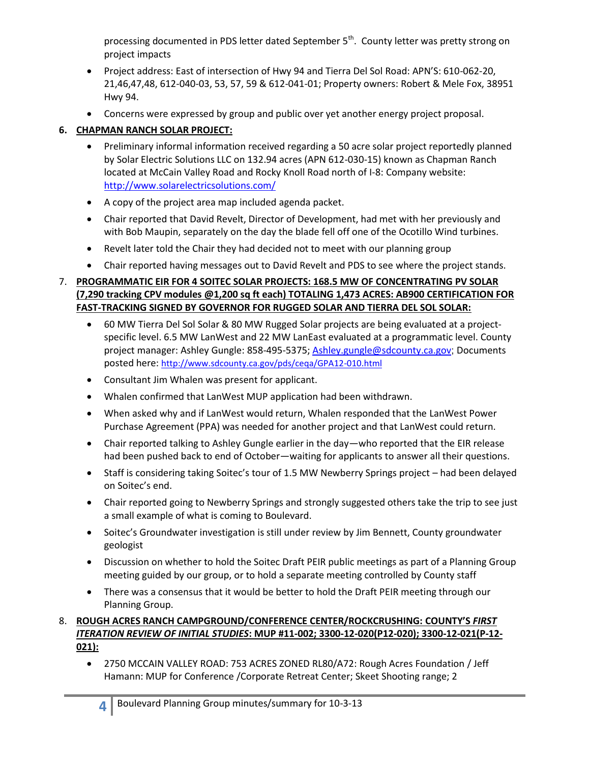processing documented in PDS letter dated September 5th. County letter was pretty strong on project impacts

- Project address: East of intersection of Hwy 94 and Tierra Del Sol Road: APN'S: 610-062-20, 21,46,47,48, 612-040-03, 53, 57, 59 & 612-041-01; Property owners: Robert & Mele Fox, 38951 Hwy 94.
- Concerns were expressed by group and public over yet another energy project proposal.

6. **CHAPMAN RANCH SOLAR PROJECT:**
   - Preliminary informal information received regarding a 50 acre solar project reportedly planned by Solar Electric Solutions LLC on 132.94 acres (APN 612-030-15) known as Chapman Ranch located at McCain Valley Road and Rocky Knoll Road north of I-8: Company website: http://www.solarelectricsolutions.com/
   - A copy of the project area map included agenda packet.
   - Chair reported that David Revelt, Director of Development, had met with her previously and with Bob Maupin, separately on the day the blade fell off one of the Ocotillo Wind turbines.
   - Revelt later told the Chair they had decided not to meet with our planning group
   - Chair reported having messages out to David Revelt and PDS to see where the project stands.

7. **PROGRAMMATIC EIR FOR 4 SOITEC SOLAR PROJECTS: 168.5 MW OF CONCENTRATING PV SOLAR (7,290 tracking CPV modules @1,200 sq ft each) TOTALING 1,473 ACRES: AB900 CERTIFICATION FOR FAST-TRACKING SIGNED BY GOVERNOR FOR RUGGED SOLAR AND TIERRA DEL SOL SOLAR:**
   - 60 MW Tierra Del Sol Solar & 80 MW Rugged Solar projects are being evaluated at a project-specific level. 6.5 MW LanWest and 22 MW LanEast evaluated at a programmatic level. County project manager: Ashley Gungle: 858-495-5375; Ashley.gungle@sdcounty.ca.gov; Documents posted here: http://www.sdcounty.ca.gov/pds/ceqa/GPA12-010.html
   - Consultant Jim Whalen was present for applicant.
   - Whalen confirmed that LanWest MUP application had been withdrawn.
   - When asked why and if LanWest would return, Whalen responded that the LanWest Power Purchase Agreement (PPA) was needed for another project and that LanWest could return.
   - Chair reported talking to Ashley Gungle earlier in the day—who reported that the EIR release had been pushed back to end of October—waiting for applicants to answer all their questions.
   - Staff is considering taking Soitec's tour of 1.5 MW Newberry Springs project – had been delayed on Soitec's end.
   - Chair reported going to Newberry Springs and strongly suggested others take the trip to see just a small example of what is coming to Boulevard.
   - Soitec's Groundwater investigation is still under review by Jim Bennett, County groundwater geologist
   - Discussion on whether to hold the Soitec Draft PEIR public meetings as part of a Planning Group meeting guided by our group, or to hold a separate meeting controlled by County staff
   - There was a consensus that it would be better to hold the Draft PEIR meeting through our Planning Group.

8. **ROUGH ACRES RANCH CAMPGROUND/CONFERENCE CENTER/ROCKCRUSHING: COUNTY'S *FIRST ITERATION REVIEW OF INITIAL STUDIES*: MUP #11-002; 3300-12-020(P12-020); 3300-12-021(P-12-021):**
   - 2750 MCCAIN VALLEY ROAD: 753 ACRES ZONED RL80/A72: Rough Acres Foundation / Jeff Hamann: MUP for Conference /Corporate Retreat Center; Skeet Shooting range; 2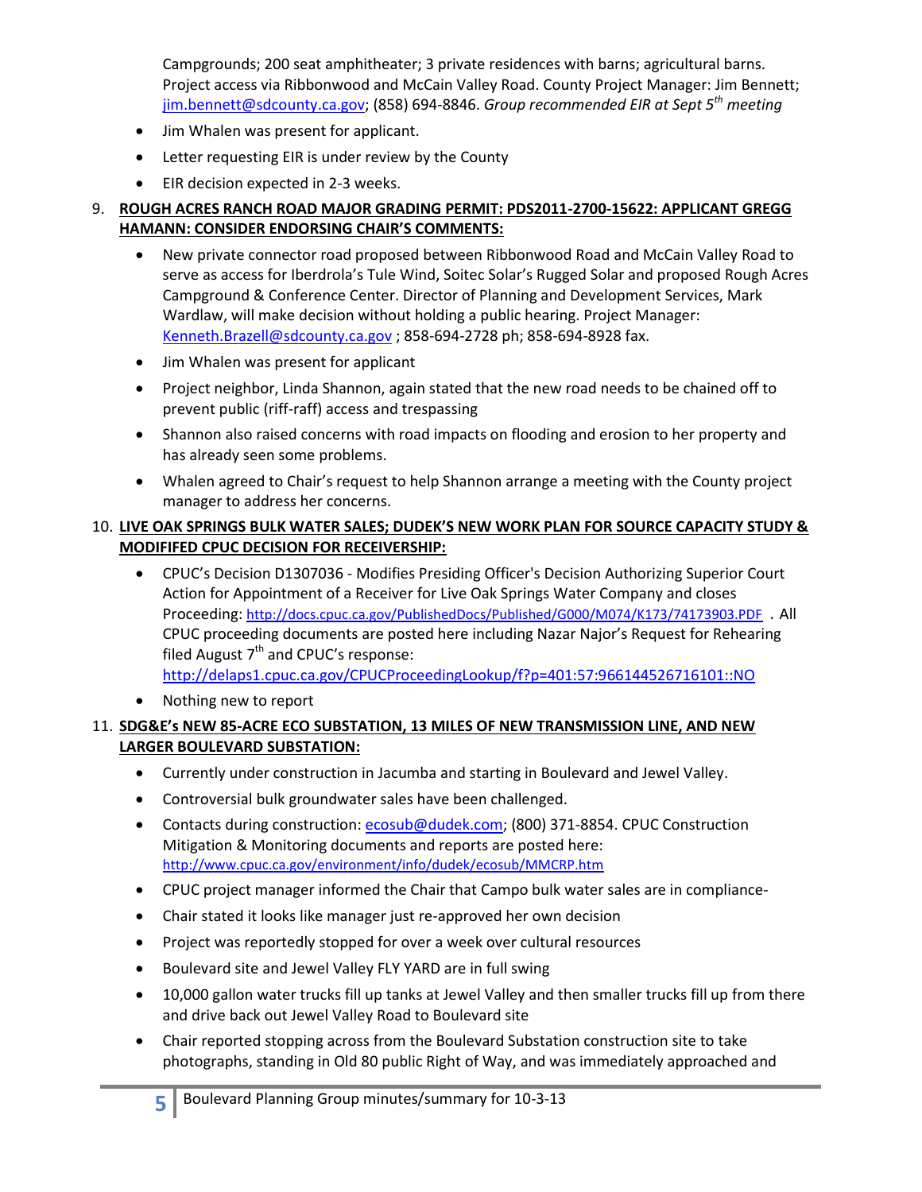Campgrounds; 200 seat amphitheater; 3 private residences with barns; agricultural barns. Project access via Ribbonwood and McCain Valley Road. County Project Manager: Jim Bennett; jim.bennett@sdcounty.ca.gov; (858) 694-8846. *Group recommended EIR at Sept 5th meeting*

- Jim Whalen was present for applicant.
- Letter requesting EIR is under review by the County
- EIR decision expected in 2-3 weeks.

9. **ROUGH ACRES RANCH ROAD MAJOR GRADING PERMIT: PDS2011-2700-15622: APPLICANT GREGG HAMANN: CONSIDER ENDORSING CHAIR'S COMMENTS:**
   - New private connector road proposed between Ribbonwood Road and McCain Valley Road to serve as access for Iberdrola's Tule Wind, Soitec Solar's Rugged Solar and proposed Rough Acres Campground & Conference Center. Director of Planning and Development Services, Mark Wardlaw, will make decision without holding a public hearing. Project Manager: Kenneth.Brazell@sdcounty.ca.gov ; 858-694-2728 ph; 858-694-8928 fax.
   - Jim Whalen was present for applicant
   - Project neighbor, Linda Shannon, again stated that the new road needs to be chained off to prevent public (riff-raff) access and trespassing
   - Shannon also raised concerns with road impacts on flooding and erosion to her property and has already seen some problems.
   - Whalen agreed to Chair's request to help Shannon arrange a meeting with the County project manager to address her concerns.

10. **LIVE OAK SPRINGS BULK WATER SALES; DUDEK'S NEW WORK PLAN FOR SOURCE CAPACITY STUDY & MODIFED CPUC DECISION FOR RECEIVERSHIP:**
    - CPUC's Decision D1307036 - Modifies Presiding Officer's Decision Authorizing Superior Court Action for Appointment of a Receiver for Live Oak Springs Water Company and closes Proceeding: http://docs.cpuc.ca.gov/PublishedDocs/Published/G000/M074/K173/74173903.PDF . All CPUC proceeding documents are posted here including Nazar Najor's Request for Rehearing filed August 7th and CPUC's response: http://delaps1.cpuc.ca.gov/CPUCProceedingLookup/f?p=401:57:966144526716101::NO
    - Nothing new to report

11. **SDG&E's NEW 85-ACRE ECO SUBSTATION, 13 MILES OF NEW TRANSMISSION LINE, AND NEW LARGER BOULEVARD SUBSTATION:**
    - Currently under construction in Jacumba and starting in Boulevard and Jewel Valley.
    - Controversial bulk groundwater sales have been challenged.
    - Contacts during construction: ecosub@dudek.com; (800) 371-8854. CPUC Construction Mitigation & Monitoring documents and reports are posted here: http://www.cpuc.ca.gov/environment/info/dudek/ecosub/MMCRP.htm
    - CPUC project manager informed the Chair that Campo bulk water sales are in compliance-
    - Chair stated it looks like manager just re-approved her own decision
    - Project was reportedly stopped for over a week over cultural resources
    - Boulevard site and Jewel Valley FLY YARD are in full swing
    - 10,000 gallon water trucks fill up tanks at Jewel Valley and then smaller trucks fill up from there and drive back out Jewel Valley Road to Boulevard site
    - Chair reported stopping across from the Boulevard Substation construction site to take photographs, standing in Old 80 public Right of Way, and was immediately approached and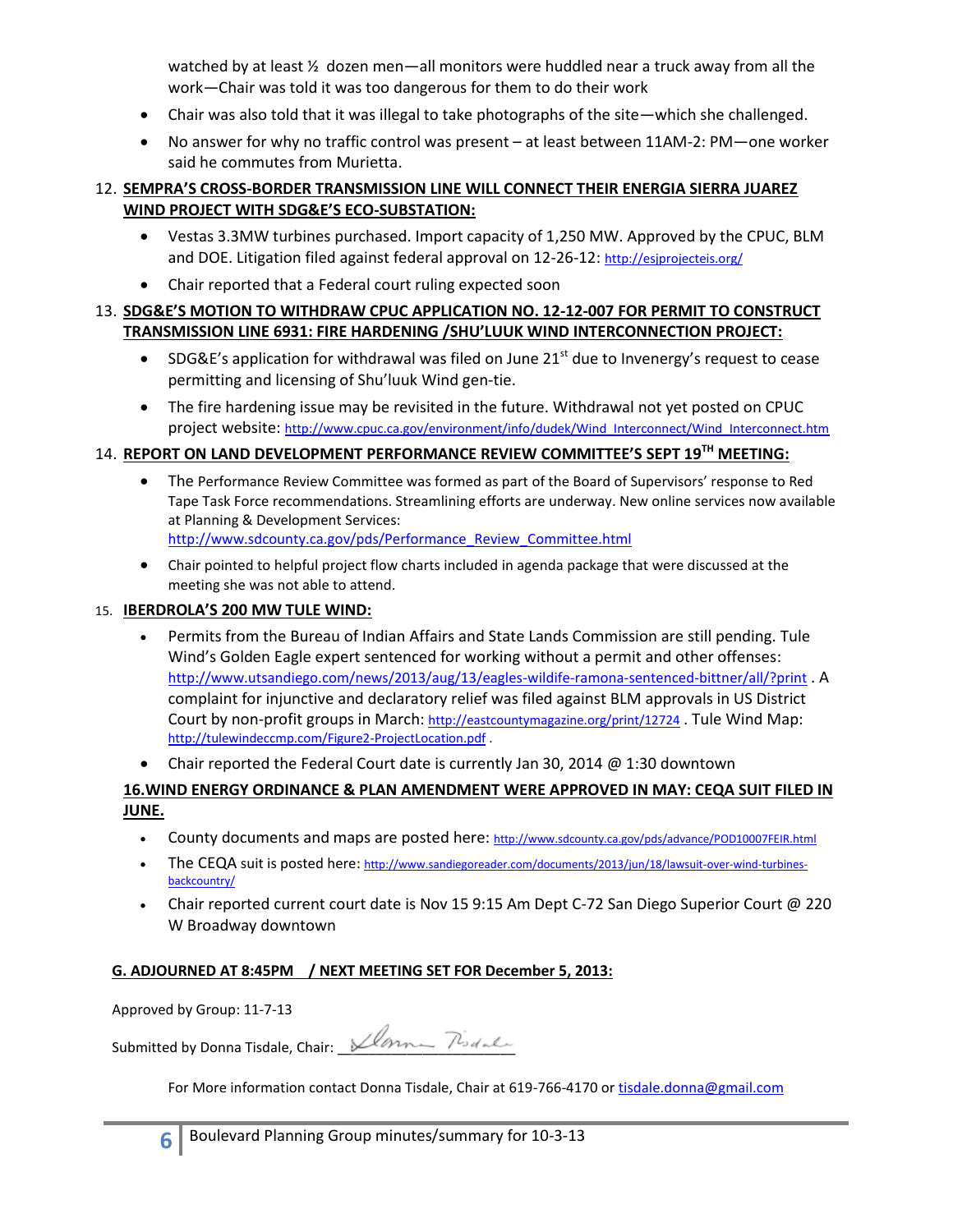watched by at least ½ dozen men—all monitors were huddled near a truck away from all the work—Chair was told it was too dangerous for them to do their work

- Chair was also told that it was illegal to take photographs of the site—which she challenged.
- No answer for why no traffic control was present – at least between 11AM-2: PM—one worker said he commutes from Murietta.

12. **SEMPRA'S CROSS-BORDER TRANSMISSION LINE WILL CONNECT THEIR ENERGIA SIERRA JUAREZ WIND PROJECT WITH SDG&E'S ECO-SUBSTATION:**
    - Vestas 3.3MW turbines purchased. Import capacity of 1,250 MW. Approved by the CPUC, BLM and DOE. Litigation filed against federal approval on 12-26-12: http://esjprojecteis.org/
    - Chair reported that a Federal court ruling expected soon

13. **SDG&E'S MOTION TO WITHDRAW CPUC APPLICATION NO. 12-12-007 FOR PERMIT TO CONSTRUCT TRANSMISSION LINE 6931: FIRE HARDENING /SHU'LUUK WIND INTERCONNECTION PROJECT:**
    - SDG&E's application for withdrawal was filed on June 21st due to Invenergy's request to cease permitting and licensing of Shu'luuk Wind gen-tie.
    - The fire hardening issue may be revisited in the future. Withdrawal not yet posted on CPUC project website: http://www.cpuc.ca.gov/environment/info/dudek/Wind_Interconnect/Wind_Interconnect.htm

14. **REPORT ON LAND DEVELOPMENT PERFORMANCE REVIEW COMMITTEE'S SEPT 19TH MEETING:**
    - The Performance Review Committee was formed as part of the Board of Supervisors' response to Red Tape Task Force recommendations. Streamlining efforts are underway. New online services now available at Planning & Development Services: http://www.sdcounty.ca.gov/pds/Performance_Review_Committee.html
    - Chair pointed to helpful project flow charts included in agenda package that were discussed at the meeting she was not able to attend.

15. **IBERDROLA'S 200 MW TULE WIND:**
    - Permits from the Bureau of Indian Affairs and State Lands Commission are still pending. Tule Wind's Golden Eagle expert sentenced for working without a permit and other offenses: http://www.utsandiego.com/news/2013/aug/13/eagles-wildife-ramona-sentenced-bittner/all/?print . A complaint for injunctive and declaratory relief was filed against BLM approvals in US District Court by non-profit groups in March: http://eastcountymagazine.org/print/12724 . Tule Wind Map: http://tulewindeccmp.com/Figure2-ProjectLocation.pdf .
    - Chair reported the Federal Court date is currently Jan 30, 2014 @ 1:30 downtown

**16.WIND ENERGY ORDINANCE & PLAN AMENDMENT WERE APPROVED IN MAY: CEQA SUIT FILED IN JUNE.**

- County documents and maps are posted here: http://www.sdcounty.ca.gov/pds/advance/POD10007FEIR.html
- The CEQA suit is posted here: http://www.sandiegoreader.com/documents/2013/jun/18/lawsuit-over-wind-turbines-backcountry/
- Chair reported current court date is Nov 15 9:15 Am Dept C-72 San Diego Superior Court @ 220 W Broadway downtown

**G. ADJOURNED AT 8:45PM / NEXT MEETING SET FOR December 5, 2013:**

Approved by Group: 11-7-13

Submitted by Donna Tisdale, Chair: Donna Tisdale

For More information contact Donna Tisdale, Chair at 619-766-4170 or tisdale.donna@gmail.com

Boulevard Planning Group minutes/summary for 10-3-13